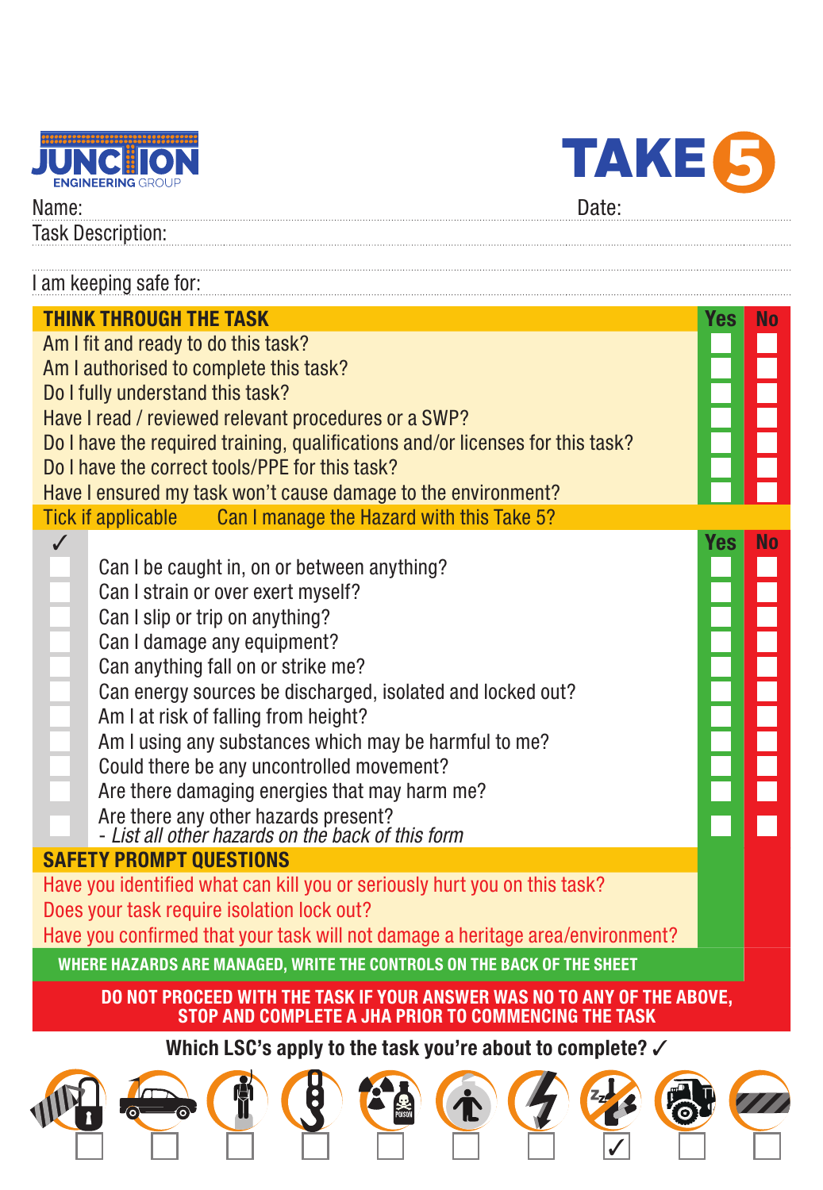**JUNCTION** ENGINEERING GROUP

# TAKE 5

Name: ............................................................ Date: ............................

Task Description: ............................................................

............................................................

I am keeping safe for: ............................................................

| THINK THROUGH THE TASK | Yes | No |
|---|---|---|
| Am I fit and ready to do this task? | ☐ | ☐ |
| Am I authorised to complete this task? | ☐ | ☐ |
| Do I fully understand this task? | ☐ | ☐ |
| Have I read / reviewed relevant procedures or a SWP? | ☐ | ☐ |
| Do I have the required training, qualifications and/or licenses for this task? | ☐ | ☐ |
| Do I have the correct tools/PPE for this task? | ☐ | ☐ |
| Have I ensured my task won't cause damage to the environment? | ☐ | ☐ |

| Tick if applicable ✓ | Can I manage the Hazard with this Take 5? | Yes | No |
|---|---|---|---|
| ☐ | Can I be caught in, on or between anything? | ☐ | ☐ |
| ☐ | Can I strain or over exert myself? | ☐ | ☐ |
| ☐ | Can I slip or trip on anything? | ☐ | ☐ |
| ☐ | Can I damage any equipment? | ☐ | ☐ |
| ☐ | Can anything fall on or strike me? | ☐ | ☐ |
| ☐ | Can energy sources be discharged, isolated and locked out? | ☐ | ☐ |
| ☐ | Am I at risk of falling from height? | ☐ | ☐ |
| ☐ | Am I using any substances which may be harmful to me? | ☐ | ☐ |
| ☐ | Could there be any uncontrolled movement? | ☐ | ☐ |
| ☐ | Are there damaging energies that may harm me? | ☐ | ☐ |
| ☐ | Are there any other hazards present? *- List all other hazards on the back of this form* | ☐ | ☐ |

**SAFETY PROMPT QUESTIONS**

Have you identified what can kill you or seriously hurt you on this task?

Does your task require isolation lock out?

Have you confirmed that your task will not damage a heritage area/environment?

**WHERE HAZARDS ARE MANAGED, WRITE THE CONTROLS ON THE BACK OF THE SHEET**

**DO NOT PROCEED WITH THE TASK IF YOUR ANSWER WAS NO TO ANY OF THE ABOVE, STOP AND COMPLETE A JHA PRIOR TO COMMENCING THE TASK**

**Which LSC's apply to the task you're about to complete? ✓**

☐ ☐ ☐ ☐ ☐ ☐ ☐ ☑ ☐ ☐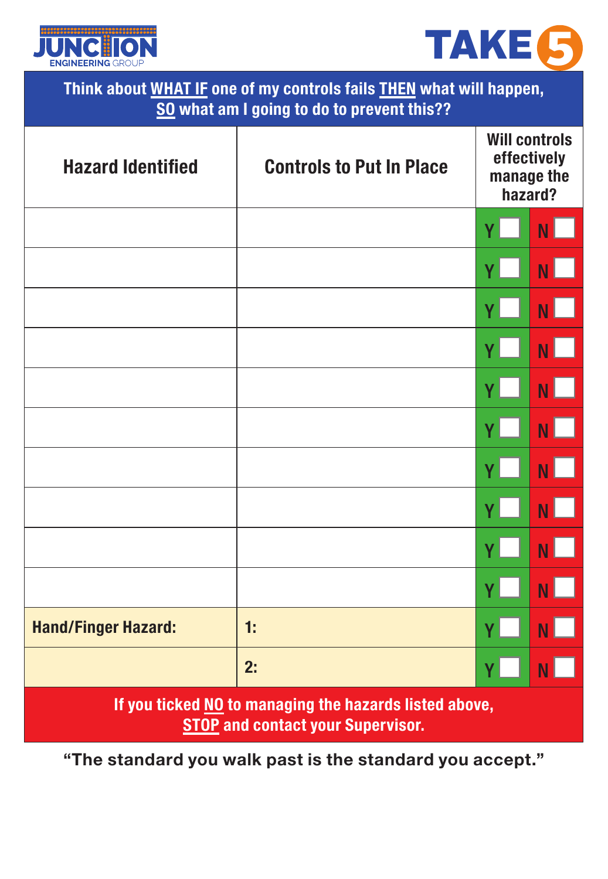JUNCTION ENGINEERING GROUP

# TAKE 5

**Think about WHAT IF one of my controls fails THEN what will happen, SO what am I going to do to prevent this??**

| Hazard Identified | Controls to Put In Place | Will controls effectively manage the hazard? | |
|---|---|---|---|
| | | Y ☐ | N ☐ |
| | | Y ☐ | N ☐ |
| | | Y ☐ | N ☐ |
| | | Y ☐ | N ☐ |
| | | Y ☐ | N ☐ |
| | | Y ☐ | N ☐ |
| | | Y ☐ | N ☐ |
| | | Y ☐ | N ☐ |
| | | Y ☐ | N ☐ |
| | | Y ☐ | N ☐ |
| **Hand/Finger Hazard:** | **1:** | Y ☐ | N ☐ |
| | **2:** | Y ☐ | N ☐ |

**If you ticked NO to managing the hazards listed above, STOP and contact your Supervisor.**

**"The standard you walk past is the standard you accept."**